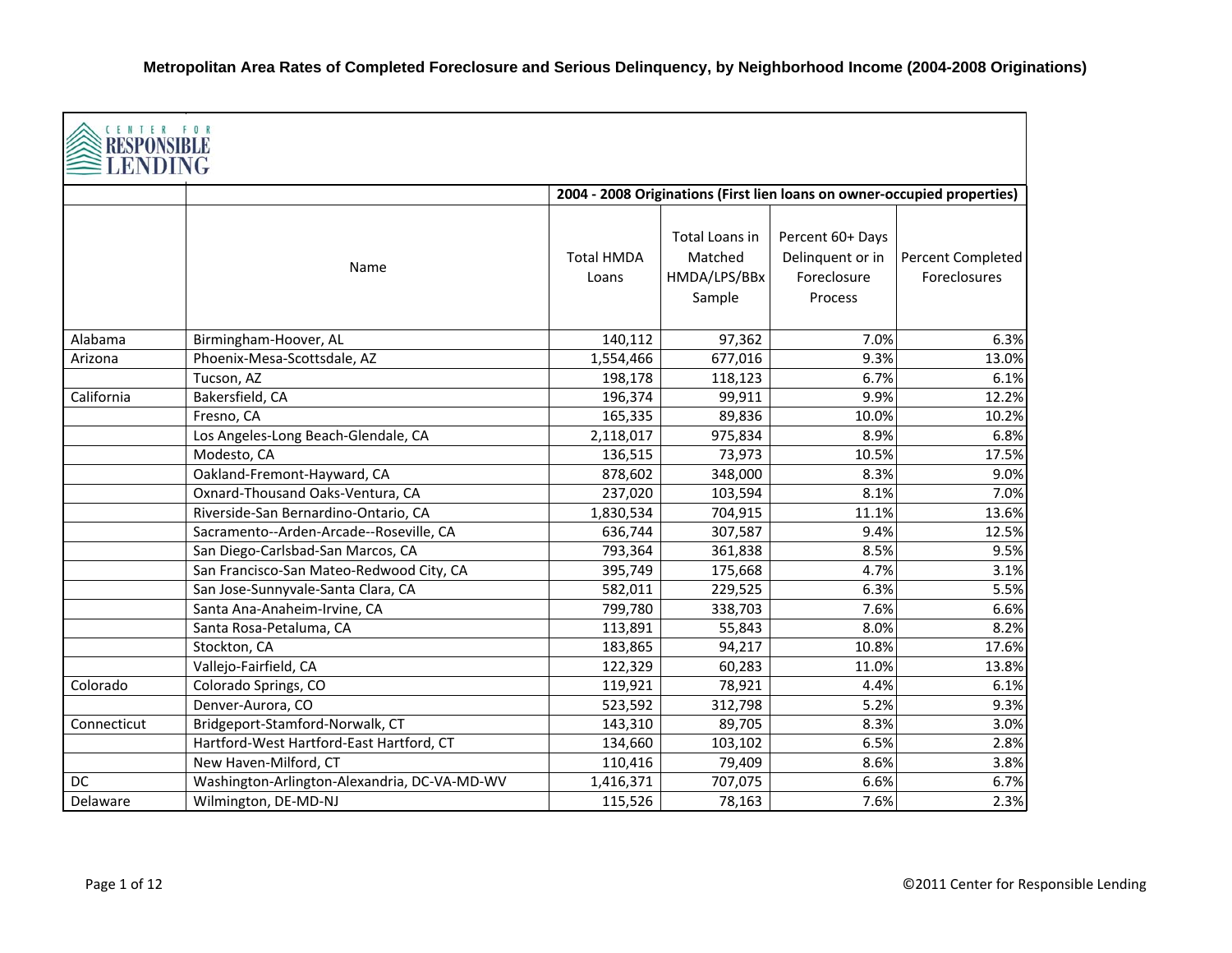# Metropolitan Area Rates of Completed Foreclosure and Serious Delinquency, by Neighborhood Income (2004-2008 Originations)

CENTER FOR RESPONSIBLE LENDING

| | | 2004 - 2008 Originations (First lien loans on owner-occupied properties) | | | |
|---|---|---|---|---|---|
| | Name | Total HMDA Loans | Total Loans in Matched HMDA/LPS/BBx Sample | Percent 60+ Days Delinquent or in Foreclosure Process | Percent Completed Foreclosures |
| Alabama | Birmingham-Hoover, AL | 140,112 | 97,362 | 7.0% | 6.3% |
| Arizona | Phoenix-Mesa-Scottsdale, AZ | 1,554,466 | 677,016 | 9.3% | 13.0% |
| | Tucson, AZ | 198,178 | 118,123 | 6.7% | 6.1% |
| California | Bakersfield, CA | 196,374 | 99,911 | 9.9% | 12.2% |
| | Fresno, CA | 165,335 | 89,836 | 10.0% | 10.2% |
| | Los Angeles-Long Beach-Glendale, CA | 2,118,017 | 975,834 | 8.9% | 6.8% |
| | Modesto, CA | 136,515 | 73,973 | 10.5% | 17.5% |
| | Oakland-Fremont-Hayward, CA | 878,602 | 348,000 | 8.3% | 9.0% |
| | Oxnard-Thousand Oaks-Ventura, CA | 237,020 | 103,594 | 8.1% | 7.0% |
| | Riverside-San Bernardino-Ontario, CA | 1,830,534 | 704,915 | 11.1% | 13.6% |
| | Sacramento--Arden-Arcade--Roseville, CA | 636,744 | 307,587 | 9.4% | 12.5% |
| | San Diego-Carlsbad-San Marcos, CA | 793,364 | 361,838 | 8.5% | 9.5% |
| | San Francisco-San Mateo-Redwood City, CA | 395,749 | 175,668 | 4.7% | 3.1% |
| | San Jose-Sunnyvale-Santa Clara, CA | 582,011 | 229,525 | 6.3% | 5.5% |
| | Santa Ana-Anaheim-Irvine, CA | 799,780 | 338,703 | 7.6% | 6.6% |
| | Santa Rosa-Petaluma, CA | 113,891 | 55,843 | 8.0% | 8.2% |
| | Stockton, CA | 183,865 | 94,217 | 10.8% | 17.6% |
| | Vallejo-Fairfield, CA | 122,329 | 60,283 | 11.0% | 13.8% |
| Colorado | Colorado Springs, CO | 119,921 | 78,921 | 4.4% | 6.1% |
| | Denver-Aurora, CO | 523,592 | 312,798 | 5.2% | 9.3% |
| Connecticut | Bridgeport-Stamford-Norwalk, CT | 143,310 | 89,705 | 8.3% | 3.0% |
| | Hartford-West Hartford-East Hartford, CT | 134,660 | 103,102 | 6.5% | 2.8% |
| | New Haven-Milford, CT | 110,416 | 79,409 | 8.6% | 3.8% |
| DC | Washington-Arlington-Alexandria, DC-VA-MD-WV | 1,416,371 | 707,075 | 6.6% | 6.7% |
| Delaware | Wilmington, DE-MD-NJ | 115,526 | 78,163 | 7.6% | 2.3% |

©2011 Center for Responsible Lending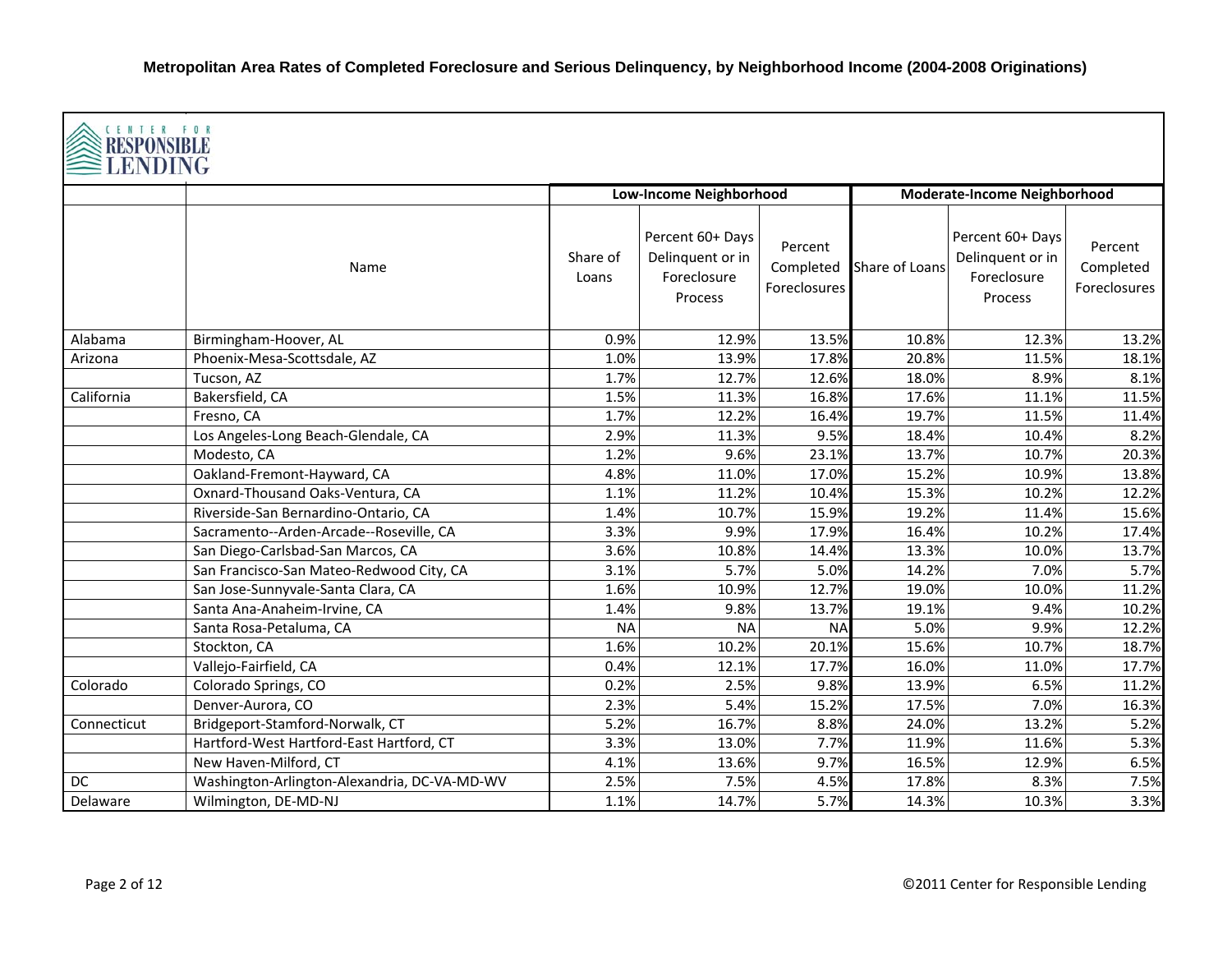# Metropolitan Area Rates of Completed Foreclosure and Serious Delinquency, by Neighborhood Income (2004-2008 Originations)

CENTER FOR RESPONSIBLE LENDING

| | | Low-Income Neighborhood | | | Moderate-Income Neighborhood | | |
|---|---|---|---|---|---|---|---|
| | Name | Share of Loans | Percent 60+ Days Delinquent or in Foreclosure Process | Percent Completed Foreclosures | Share of Loans | Percent 60+ Days Delinquent or in Foreclosure Process | Percent Completed Foreclosures |
| Alabama | Birmingham-Hoover, AL | 0.9% | 12.9% | 13.5% | 10.8% | 12.3% | 13.2% |
| Arizona | Phoenix-Mesa-Scottsdale, AZ | 1.0% | 13.9% | 17.8% | 20.8% | 11.5% | 18.1% |
| | Tucson, AZ | 1.7% | 12.7% | 12.6% | 18.0% | 8.9% | 8.1% |
| California | Bakersfield, CA | 1.5% | 11.3% | 16.8% | 17.6% | 11.1% | 11.5% |
| | Fresno, CA | 1.7% | 12.2% | 16.4% | 19.7% | 11.5% | 11.4% |
| | Los Angeles-Long Beach-Glendale, CA | 2.9% | 11.3% | 9.5% | 18.4% | 10.4% | 8.2% |
| | Modesto, CA | 1.2% | 9.6% | 23.1% | 13.7% | 10.7% | 20.3% |
| | Oakland-Fremont-Hayward, CA | 4.8% | 11.0% | 17.0% | 15.2% | 10.9% | 13.8% |
| | Oxnard-Thousand Oaks-Ventura, CA | 1.1% | 11.2% | 10.4% | 15.3% | 10.2% | 12.2% |
| | Riverside-San Bernardino-Ontario, CA | 1.4% | 10.7% | 15.9% | 19.2% | 11.4% | 15.6% |
| | Sacramento--Arden-Arcade--Roseville, CA | 3.3% | 9.9% | 17.9% | 16.4% | 10.2% | 17.4% |
| | San Diego-Carlsbad-San Marcos, CA | 3.6% | 10.8% | 14.4% | 13.3% | 10.0% | 13.7% |
| | San Francisco-San Mateo-Redwood City, CA | 3.1% | 5.7% | 5.0% | 14.2% | 7.0% | 5.7% |
| | San Jose-Sunnyvale-Santa Clara, CA | 1.6% | 10.9% | 12.7% | 19.0% | 10.0% | 11.2% |
| | Santa Ana-Anaheim-Irvine, CA | 1.4% | 9.8% | 13.7% | 19.1% | 9.4% | 10.2% |
| | Santa Rosa-Petaluma, CA | NA | NA | NA | 5.0% | 9.9% | 12.2% |
| | Stockton, CA | 1.6% | 10.2% | 20.1% | 15.6% | 10.7% | 18.7% |
| | Vallejo-Fairfield, CA | 0.4% | 12.1% | 17.7% | 16.0% | 11.0% | 17.7% |
| Colorado | Colorado Springs, CO | 0.2% | 2.5% | 9.8% | 13.9% | 6.5% | 11.2% |
| | Denver-Aurora, CO | 2.3% | 5.4% | 15.2% | 17.5% | 7.0% | 16.3% |
| Connecticut | Bridgeport-Stamford-Norwalk, CT | 5.2% | 16.7% | 8.8% | 24.0% | 13.2% | 5.2% |
| | Hartford-West Hartford-East Hartford, CT | 3.3% | 13.0% | 7.7% | 11.9% | 11.6% | 5.3% |
| | New Haven-Milford, CT | 4.1% | 13.6% | 9.7% | 16.5% | 12.9% | 6.5% |
| DC | Washington-Arlington-Alexandria, DC-VA-MD-WV | 2.5% | 7.5% | 4.5% | 17.8% | 8.3% | 7.5% |
| Delaware | Wilmington, DE-MD-NJ | 1.1% | 14.7% | 5.7% | 14.3% | 10.3% | 3.3% |

©2011 Center for Responsible Lending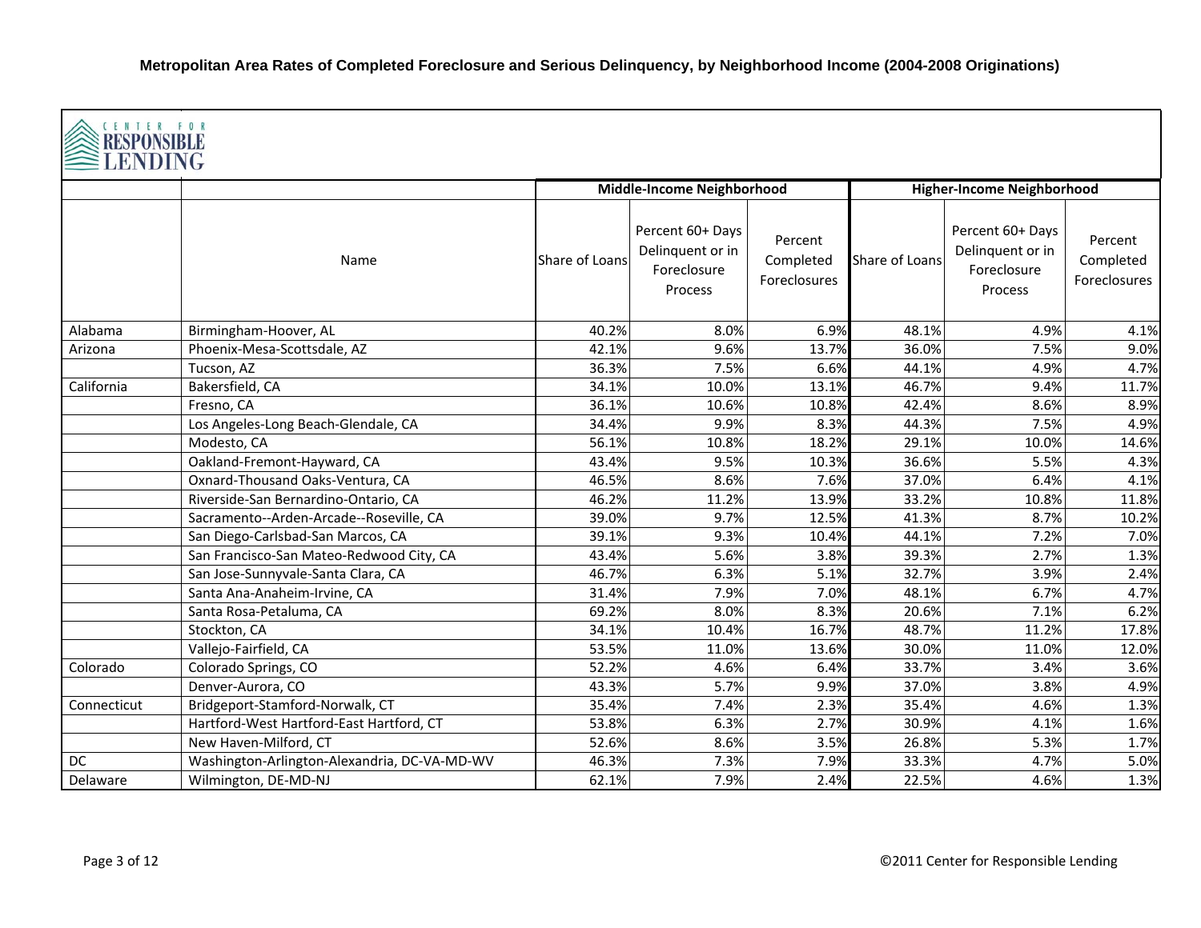**Metropolitan Area Rates of Completed Foreclosure and Serious Delinquency, by Neighborhood Income (2004-2008 Originations)**

CENTER FOR RESPONSIBLE LENDING

| | | Middle-Income Neighborhood | | | Higher-Income Neighborhood | | |
|---|---|---|---|---|---|---|---|
| | Name | Share of Loans | Percent 60+ Days Delinquent or in Foreclosure Process | Percent Completed Foreclosures | Share of Loans | Percent 60+ Days Delinquent or in Foreclosure Process | Percent Completed Foreclosures |
| Alabama | Birmingham-Hoover, AL | 40.2% | 8.0% | 6.9% | 48.1% | 4.9% | 4.1% |
| Arizona | Phoenix-Mesa-Scottsdale, AZ | 42.1% | 9.6% | 13.7% | 36.0% | 7.5% | 9.0% |
| | Tucson, AZ | 36.3% | 7.5% | 6.6% | 44.1% | 4.9% | 4.7% |
| California | Bakersfield, CA | 34.1% | 10.0% | 13.1% | 46.7% | 9.4% | 11.7% |
| | Fresno, CA | 36.1% | 10.6% | 10.8% | 42.4% | 8.6% | 8.9% |
| | Los Angeles-Long Beach-Glendale, CA | 34.4% | 9.9% | 8.3% | 44.3% | 7.5% | 4.9% |
| | Modesto, CA | 56.1% | 10.8% | 18.2% | 29.1% | 10.0% | 14.6% |
| | Oakland-Fremont-Hayward, CA | 43.4% | 9.5% | 10.3% | 36.6% | 5.5% | 4.3% |
| | Oxnard-Thousand Oaks-Ventura, CA | 46.5% | 8.6% | 7.6% | 37.0% | 6.4% | 4.1% |
| | Riverside-San Bernardino-Ontario, CA | 46.2% | 11.2% | 13.9% | 33.2% | 10.8% | 11.8% |
| | Sacramento--Arden-Arcade--Roseville, CA | 39.0% | 9.7% | 12.5% | 41.3% | 8.7% | 10.2% |
| | San Diego-Carlsbad-San Marcos, CA | 39.1% | 9.3% | 10.4% | 44.1% | 7.2% | 7.0% |
| | San Francisco-San Mateo-Redwood City, CA | 43.4% | 5.6% | 3.8% | 39.3% | 2.7% | 1.3% |
| | San Jose-Sunnyvale-Santa Clara, CA | 46.7% | 6.3% | 5.1% | 32.7% | 3.9% | 2.4% |
| | Santa Ana-Anaheim-Irvine, CA | 31.4% | 7.9% | 7.0% | 48.1% | 6.7% | 4.7% |
| | Santa Rosa-Petaluma, CA | 69.2% | 8.0% | 8.3% | 20.6% | 7.1% | 6.2% |
| | Stockton, CA | 34.1% | 10.4% | 16.7% | 48.7% | 11.2% | 17.8% |
| | Vallejo-Fairfield, CA | 53.5% | 11.0% | 13.6% | 30.0% | 11.0% | 12.0% |
| Colorado | Colorado Springs, CO | 52.2% | 4.6% | 6.4% | 33.7% | 3.4% | 3.6% |
| | Denver-Aurora, CO | 43.3% | 5.7% | 9.9% | 37.0% | 3.8% | 4.9% |
| Connecticut | Bridgeport-Stamford-Norwalk, CT | 35.4% | 7.4% | 2.3% | 35.4% | 4.6% | 1.3% |
| | Hartford-West Hartford-East Hartford, CT | 53.8% | 6.3% | 2.7% | 30.9% | 4.1% | 1.6% |
| | New Haven-Milford, CT | 52.6% | 8.6% | 3.5% | 26.8% | 5.3% | 1.7% |
| DC | Washington-Arlington-Alexandria, DC-VA-MD-WV | 46.3% | 7.3% | 7.9% | 33.3% | 4.7% | 5.0% |
| Delaware | Wilmington, DE-MD-NJ | 62.1% | 7.9% | 2.4% | 22.5% | 4.6% | 1.3% |

©2011 Center for Responsible Lending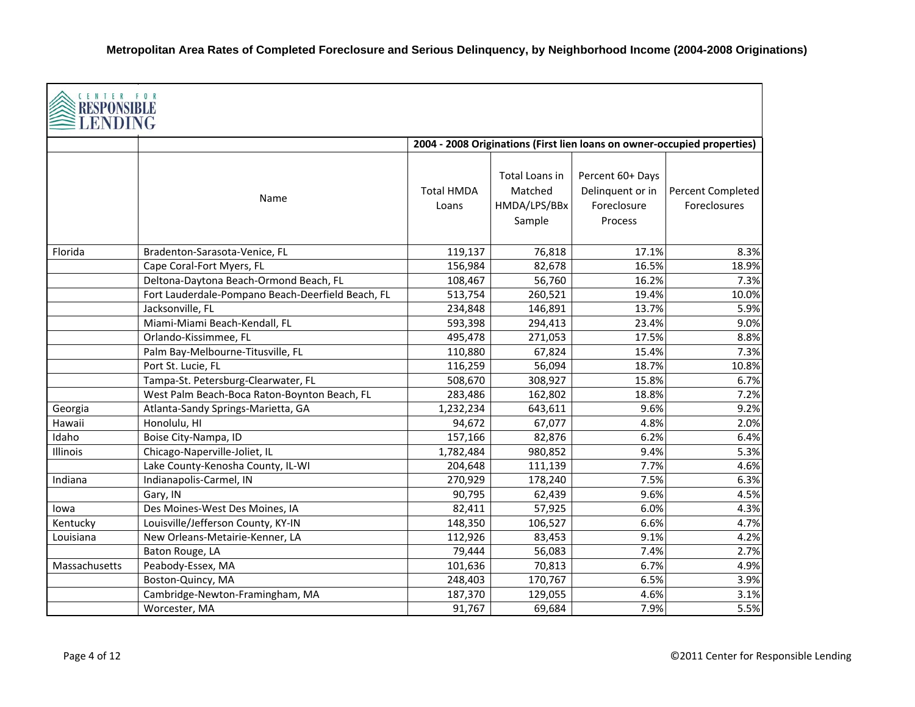# Metropolitan Area Rates of Completed Foreclosure and Serious Delinquency, by Neighborhood Income (2004-2008 Originations)

CENTER FOR RESPONSIBLE LENDING

| | | 2004 - 2008 Originations (First lien loans on owner-occupied properties) | | | |
|---|---|---|---|---|---|
| | Name | Total HMDA Loans | Total Loans in Matched HMDA/LPS/BBx Sample | Percent 60+ Days Delinquent or in Foreclosure Process | Percent Completed Foreclosures |
| Florida | Bradenton-Sarasota-Venice, FL | 119,137 | 76,818 | 17.1% | 8.3% |
| | Cape Coral-Fort Myers, FL | 156,984 | 82,678 | 16.5% | 18.9% |
| | Deltona-Daytona Beach-Ormond Beach, FL | 108,467 | 56,760 | 16.2% | 7.3% |
| | Fort Lauderdale-Pompano Beach-Deerfield Beach, FL | 513,754 | 260,521 | 19.4% | 10.0% |
| | Jacksonville, FL | 234,848 | 146,891 | 13.7% | 5.9% |
| | Miami-Miami Beach-Kendall, FL | 593,398 | 294,413 | 23.4% | 9.0% |
| | Orlando-Kissimmee, FL | 495,478 | 271,053 | 17.5% | 8.8% |
| | Palm Bay-Melbourne-Titusville, FL | 110,880 | 67,824 | 15.4% | 7.3% |
| | Port St. Lucie, FL | 116,259 | 56,094 | 18.7% | 10.8% |
| | Tampa-St. Petersburg-Clearwater, FL | 508,670 | 308,927 | 15.8% | 6.7% |
| | West Palm Beach-Boca Raton-Boynton Beach, FL | 283,486 | 162,802 | 18.8% | 7.2% |
| Georgia | Atlanta-Sandy Springs-Marietta, GA | 1,232,234 | 643,611 | 9.6% | 9.2% |
| Hawaii | Honolulu, HI | 94,672 | 67,077 | 4.8% | 2.0% |
| Idaho | Boise City-Nampa, ID | 157,166 | 82,876 | 6.2% | 6.4% |
| Illinois | Chicago-Naperville-Joliet, IL | 1,782,484 | 980,852 | 9.4% | 5.3% |
| | Lake County-Kenosha County, IL-WI | 204,648 | 111,139 | 7.7% | 4.6% |
| Indiana | Indianapolis-Carmel, IN | 270,929 | 178,240 | 7.5% | 6.3% |
| | Gary, IN | 90,795 | 62,439 | 9.6% | 4.5% |
| Iowa | Des Moines-West Des Moines, IA | 82,411 | 57,925 | 6.0% | 4.3% |
| Kentucky | Louisville/Jefferson County, KY-IN | 148,350 | 106,527 | 6.6% | 4.7% |
| Louisiana | New Orleans-Metairie-Kenner, LA | 112,926 | 83,453 | 9.1% | 4.2% |
| | Baton Rouge, LA | 79,444 | 56,083 | 7.4% | 2.7% |
| Massachusetts | Peabody-Essex, MA | 101,636 | 70,813 | 6.7% | 4.9% |
| | Boston-Quincy, MA | 248,403 | 170,767 | 6.5% | 3.9% |
| | Cambridge-Newton-Framingham, MA | 187,370 | 129,055 | 4.6% | 3.1% |
| | Worcester, MA | 91,767 | 69,684 | 7.9% | 5.5% |

©2011 Center for Responsible Lending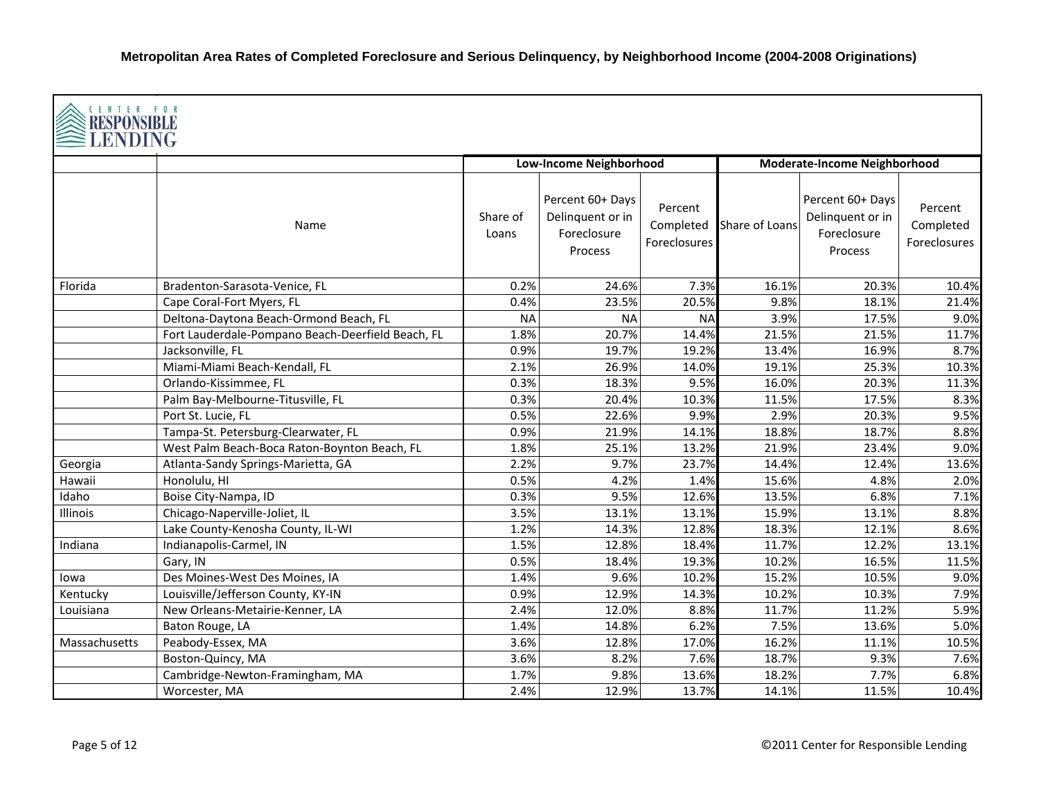# Metropolitan Area Rates of Completed Foreclosure and Serious Delinquency, by Neighborhood Income (2004-2008 Originations)

CENTER FOR RESPONSIBLE LENDING

| | | Low-Income Neighborhood | | | Moderate-Income Neighborhood | | |
|---|---|---|---|---|---|---|---|
| | Name | Share of Loans | Percent 60+ Days Delinquent or in Foreclosure Process | Percent Completed Foreclosures | Share of Loans | Percent 60+ Days Delinquent or in Foreclosure Process | Percent Completed Foreclosures |
| Florida | Bradenton-Sarasota-Venice, FL | 0.2% | 24.6% | 7.3% | 16.1% | 20.3% | 10.4% |
| | Cape Coral-Fort Myers, FL | 0.4% | 23.5% | 20.5% | 9.8% | 18.1% | 21.4% |
| | Deltona-Daytona Beach-Ormond Beach, FL | NA | NA | NA | 3.9% | 17.5% | 9.0% |
| | Fort Lauderdale-Pompano Beach-Deerfield Beach, FL | 1.8% | 20.7% | 14.4% | 21.5% | 21.5% | 11.7% |
| | Jacksonville, FL | 0.9% | 19.7% | 19.2% | 13.4% | 16.9% | 8.7% |
| | Miami-Miami Beach-Kendall, FL | 2.1% | 26.9% | 14.0% | 19.1% | 25.3% | 10.3% |
| | Orlando-Kissimmee, FL | 0.3% | 18.3% | 9.5% | 16.0% | 20.3% | 11.3% |
| | Palm Bay-Melbourne-Titusville, FL | 0.3% | 20.4% | 10.3% | 11.5% | 17.5% | 8.3% |
| | Port St. Lucie, FL | 0.5% | 22.6% | 9.9% | 2.9% | 20.3% | 9.5% |
| | Tampa-St. Petersburg-Clearwater, FL | 0.9% | 21.9% | 14.1% | 18.8% | 18.7% | 8.8% |
| | West Palm Beach-Boca Raton-Boynton Beach, FL | 1.8% | 25.1% | 13.2% | 21.9% | 23.4% | 9.0% |
| Georgia | Atlanta-Sandy Springs-Marietta, GA | 2.2% | 9.7% | 23.7% | 14.4% | 12.4% | 13.6% |
| Hawaii | Honolulu, HI | 0.5% | 4.2% | 1.4% | 15.6% | 4.8% | 2.0% |
| Idaho | Boise City-Nampa, ID | 0.3% | 9.5% | 12.6% | 13.5% | 6.8% | 7.1% |
| Illinois | Chicago-Naperville-Joliet, IL | 3.5% | 13.1% | 13.1% | 15.9% | 13.1% | 8.8% |
| | Lake County-Kenosha County, IL-WI | 1.2% | 14.3% | 12.8% | 18.3% | 12.1% | 8.6% |
| Indiana | Indianapolis-Carmel, IN | 1.5% | 12.8% | 18.4% | 11.7% | 12.2% | 13.1% |
| | Gary, IN | 0.5% | 18.4% | 19.3% | 10.2% | 16.5% | 11.5% |
| Iowa | Des Moines-West Des Moines, IA | 1.4% | 9.6% | 10.2% | 15.2% | 10.5% | 9.0% |
| Kentucky | Louisville/Jefferson County, KY-IN | 0.9% | 12.9% | 14.3% | 10.2% | 10.3% | 7.9% |
| Louisiana | New Orleans-Metairie-Kenner, LA | 2.4% | 12.0% | 8.8% | 11.7% | 11.2% | 5.9% |
| | Baton Rouge, LA | 1.4% | 14.8% | 6.2% | 7.5% | 13.6% | 5.0% |
| Massachusetts | Peabody-Essex, MA | 3.6% | 12.8% | 17.0% | 16.2% | 11.1% | 10.5% |
| | Boston-Quincy, MA | 3.6% | 8.2% | 7.6% | 18.7% | 9.3% | 7.6% |
| | Cambridge-Newton-Framingham, MA | 1.7% | 9.8% | 13.6% | 18.2% | 7.7% | 6.8% |
| | Worcester, MA | 2.4% | 12.9% | 13.7% | 14.1% | 11.5% | 10.4% |

©2011 Center for Responsible Lending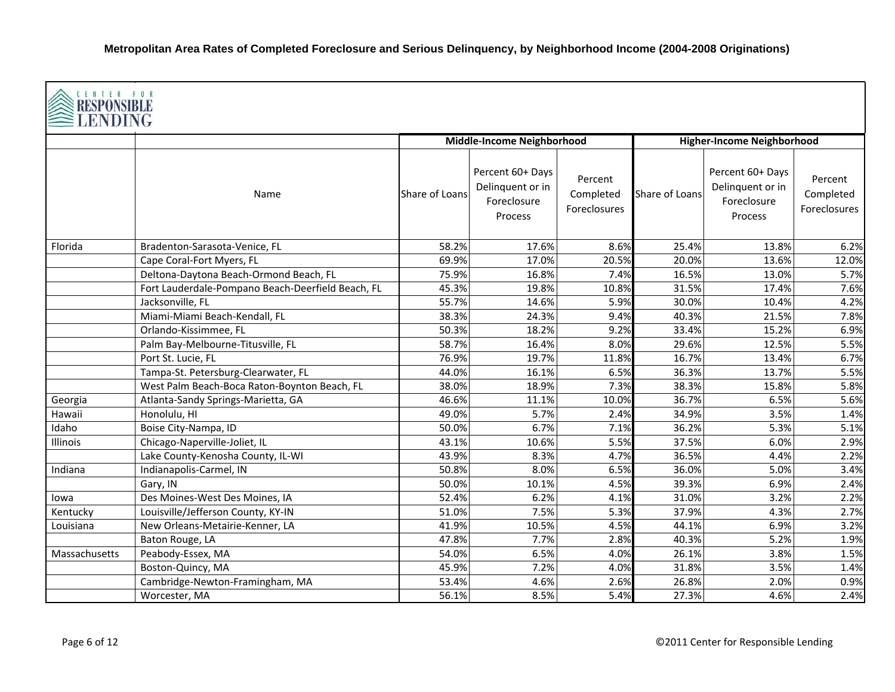**Metropolitan Area Rates of Completed Foreclosure and Serious Delinquency, by Neighborhood Income (2004-2008 Originations)**

CENTER FOR RESPONSIBLE LENDING

| | | Middle-Income Neighborhood | | | Higher-Income Neighborhood | | |
|---|---|---|---|---|---|---|---|
| | Name | Share of Loans | Percent 60+ Days Delinquent or in Foreclosure Process | Percent Completed Foreclosures | Share of Loans | Percent 60+ Days Delinquent or in Foreclosure Process | Percent Completed Foreclosures |
| Florida | Bradenton-Sarasota-Venice, FL | 58.2% | 17.6% | 8.6% | 25.4% | 13.8% | 6.2% |
| | Cape Coral-Fort Myers, FL | 69.9% | 17.0% | 20.5% | 20.0% | 13.6% | 12.0% |
| | Deltona-Daytona Beach-Ormond Beach, FL | 75.9% | 16.8% | 7.4% | 16.5% | 13.0% | 5.7% |
| | Fort Lauderdale-Pompano Beach-Deerfield Beach, FL | 45.3% | 19.8% | 10.8% | 31.5% | 17.4% | 7.6% |
| | Jacksonville, FL | 55.7% | 14.6% | 5.9% | 30.0% | 10.4% | 4.2% |
| | Miami-Miami Beach-Kendall, FL | 38.3% | 24.3% | 9.4% | 40.3% | 21.5% | 7.8% |
| | Orlando-Kissimmee, FL | 50.3% | 18.2% | 9.2% | 33.4% | 15.2% | 6.9% |
| | Palm Bay-Melbourne-Titusville, FL | 58.7% | 16.4% | 8.0% | 29.6% | 12.5% | 5.5% |
| | Port St. Lucie, FL | 76.9% | 19.7% | 11.8% | 16.7% | 13.4% | 6.7% |
| | Tampa-St. Petersburg-Clearwater, FL | 44.0% | 16.1% | 6.5% | 36.3% | 13.7% | 5.5% |
| | West Palm Beach-Boca Raton-Boynton Beach, FL | 38.0% | 18.9% | 7.3% | 38.3% | 15.8% | 5.8% |
| Georgia | Atlanta-Sandy Springs-Marietta, GA | 46.6% | 11.1% | 10.0% | 36.7% | 6.5% | 5.6% |
| Hawaii | Honolulu, HI | 49.0% | 5.7% | 2.4% | 34.9% | 3.5% | 1.4% |
| Idaho | Boise City-Nampa, ID | 50.0% | 6.7% | 7.1% | 36.2% | 5.3% | 5.1% |
| Illinois | Chicago-Naperville-Joliet, IL | 43.1% | 10.6% | 5.5% | 37.5% | 6.0% | 2.9% |
| | Lake County-Kenosha County, IL-WI | 43.9% | 8.3% | 4.7% | 36.5% | 4.4% | 2.2% |
| Indiana | Indianapolis-Carmel, IN | 50.8% | 8.0% | 6.5% | 36.0% | 5.0% | 3.4% |
| | Gary, IN | 50.0% | 10.1% | 4.5% | 39.3% | 6.9% | 2.4% |
| Iowa | Des Moines-West Des Moines, IA | 52.4% | 6.2% | 4.1% | 31.0% | 3.2% | 2.2% |
| Kentucky | Louisville/Jefferson County, KY-IN | 51.0% | 7.5% | 5.3% | 37.9% | 4.3% | 2.7% |
| Louisiana | New Orleans-Metairie-Kenner, LA | 41.9% | 10.5% | 4.5% | 44.1% | 6.9% | 3.2% |
| | Baton Rouge, LA | 47.8% | 7.7% | 2.8% | 40.3% | 5.2% | 1.9% |
| Massachusetts | Peabody-Essex, MA | 54.0% | 6.5% | 4.0% | 26.1% | 3.8% | 1.5% |
| | Boston-Quincy, MA | 45.9% | 7.2% | 4.0% | 31.8% | 3.5% | 1.4% |
| | Cambridge-Newton-Framingham, MA | 53.4% | 4.6% | 2.6% | 26.8% | 2.0% | 0.9% |
| | Worcester, MA | 56.1% | 8.5% | 5.4% | 27.3% | 4.6% | 2.4% |

©2011 Center for Responsible Lending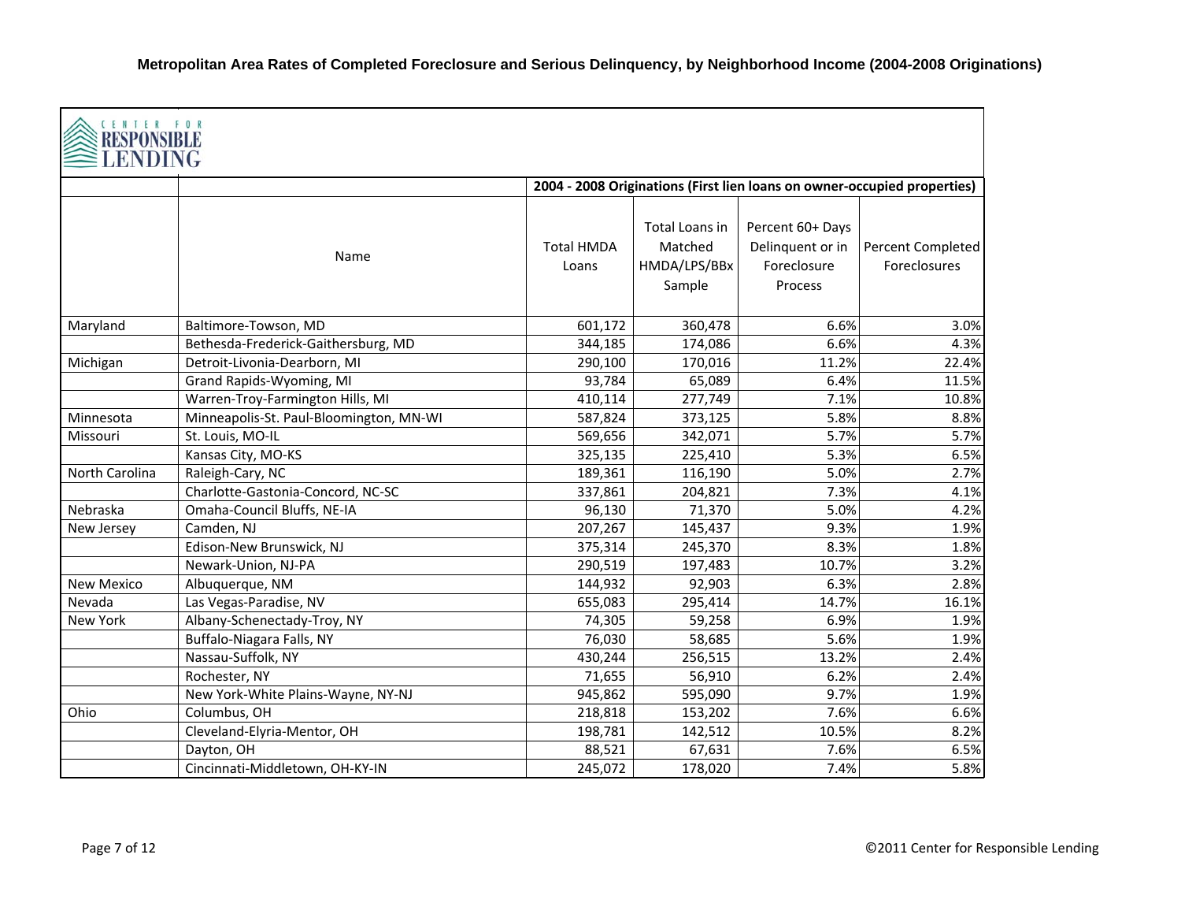**Metropolitan Area Rates of Completed Foreclosure and Serious Delinquency, by Neighborhood Income (2004-2008 Originations)**

CENTER FOR RESPONSIBLE LENDING

| | | 2004 - 2008 Originations (First lien loans on owner-occupied properties) | | | |
|---|---|---|---|---|---|
| | Name | Total HMDA Loans | Total Loans in Matched HMDA/LPS/BBx Sample | Percent 60+ Days Delinquent or in Foreclosure Process | Percent Completed Foreclosures |
| Maryland | Baltimore-Towson, MD | 601,172 | 360,478 | 6.6% | 3.0% |
| | Bethesda-Frederick-Gaithersburg, MD | 344,185 | 174,086 | 6.6% | 4.3% |
| Michigan | Detroit-Livonia-Dearborn, MI | 290,100 | 170,016 | 11.2% | 22.4% |
| | Grand Rapids-Wyoming, MI | 93,784 | 65,089 | 6.4% | 11.5% |
| | Warren-Troy-Farmington Hills, MI | 410,114 | 277,749 | 7.1% | 10.8% |
| Minnesota | Minneapolis-St. Paul-Bloomington, MN-WI | 587,824 | 373,125 | 5.8% | 8.8% |
| Missouri | St. Louis, MO-IL | 569,656 | 342,071 | 5.7% | 5.7% |
| | Kansas City, MO-KS | 325,135 | 225,410 | 5.3% | 6.5% |
| North Carolina | Raleigh-Cary, NC | 189,361 | 116,190 | 5.0% | 2.7% |
| | Charlotte-Gastonia-Concord, NC-SC | 337,861 | 204,821 | 7.3% | 4.1% |
| Nebraska | Omaha-Council Bluffs, NE-IA | 96,130 | 71,370 | 5.0% | 4.2% |
| New Jersey | Camden, NJ | 207,267 | 145,437 | 9.3% | 1.9% |
| | Edison-New Brunswick, NJ | 375,314 | 245,370 | 8.3% | 1.8% |
| | Newark-Union, NJ-PA | 290,519 | 197,483 | 10.7% | 3.2% |
| New Mexico | Albuquerque, NM | 144,932 | 92,903 | 6.3% | 2.8% |
| Nevada | Las Vegas-Paradise, NV | 655,083 | 295,414 | 14.7% | 16.1% |
| New York | Albany-Schenectady-Troy, NY | 74,305 | 59,258 | 6.9% | 1.9% |
| | Buffalo-Niagara Falls, NY | 76,030 | 58,685 | 5.6% | 1.9% |
| | Nassau-Suffolk, NY | 430,244 | 256,515 | 13.2% | 2.4% |
| | Rochester, NY | 71,655 | 56,910 | 6.2% | 2.4% |
| | New York-White Plains-Wayne, NY-NJ | 945,862 | 595,090 | 9.7% | 1.9% |
| Ohio | Columbus, OH | 218,818 | 153,202 | 7.6% | 6.6% |
| | Cleveland-Elyria-Mentor, OH | 198,781 | 142,512 | 10.5% | 8.2% |
| | Dayton, OH | 88,521 | 67,631 | 7.6% | 6.5% |
| | Cincinnati-Middletown, OH-KY-IN | 245,072 | 178,020 | 7.4% | 5.8% |

©2011 Center for Responsible Lending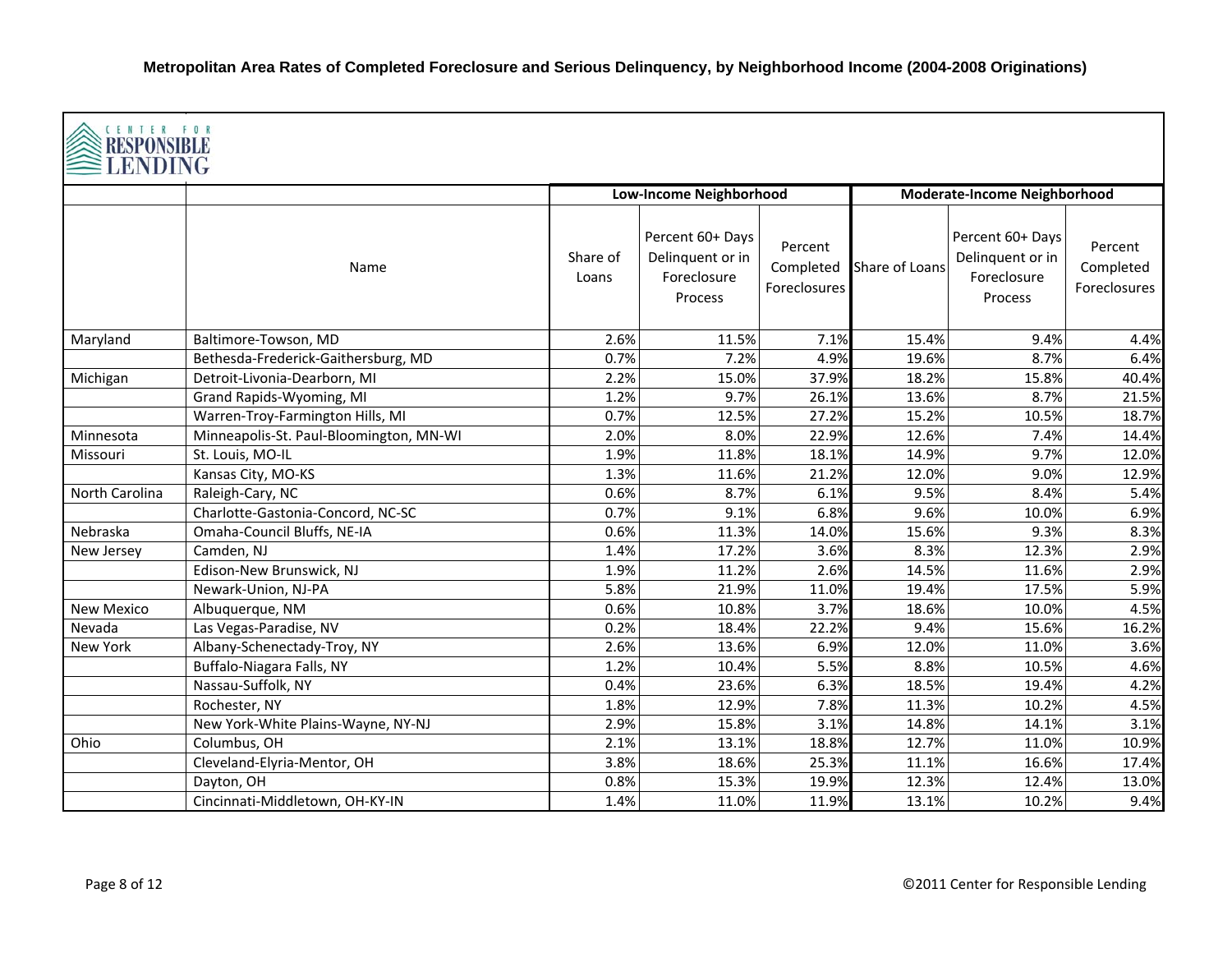**Metropolitan Area Rates of Completed Foreclosure and Serious Delinquency, by Neighborhood Income (2004-2008 Originations)**

CENTER FOR RESPONSIBLE LENDING

| | | Low-Income Neighborhood | | | Moderate-Income Neighborhood | | |
|---|---|---|---|---|---|---|---|
| | Name | Share of Loans | Percent 60+ Days Delinquent or in Foreclosure Process | Percent Completed Foreclosures | Share of Loans | Percent 60+ Days Delinquent or in Foreclosure Process | Percent Completed Foreclosures |
| Maryland | Baltimore-Towson, MD | 2.6% | 11.5% | 7.1% | 15.4% | 9.4% | 4.4% |
| | Bethesda-Frederick-Gaithersburg, MD | 0.7% | 7.2% | 4.9% | 19.6% | 8.7% | 6.4% |
| Michigan | Detroit-Livonia-Dearborn, MI | 2.2% | 15.0% | 37.9% | 18.2% | 15.8% | 40.4% |
| | Grand Rapids-Wyoming, MI | 1.2% | 9.7% | 26.1% | 13.6% | 8.7% | 21.5% |
| | Warren-Troy-Farmington Hills, MI | 0.7% | 12.5% | 27.2% | 15.2% | 10.5% | 18.7% |
| Minnesota | Minneapolis-St. Paul-Bloomington, MN-WI | 2.0% | 8.0% | 22.9% | 12.6% | 7.4% | 14.4% |
| Missouri | St. Louis, MO-IL | 1.9% | 11.8% | 18.1% | 14.9% | 9.7% | 12.0% |
| | Kansas City, MO-KS | 1.3% | 11.6% | 21.2% | 12.0% | 9.0% | 12.9% |
| North Carolina | Raleigh-Cary, NC | 0.6% | 8.7% | 6.1% | 9.5% | 8.4% | 5.4% |
| | Charlotte-Gastonia-Concord, NC-SC | 0.7% | 9.1% | 6.8% | 9.6% | 10.0% | 6.9% |
| Nebraska | Omaha-Council Bluffs, NE-IA | 0.6% | 11.3% | 14.0% | 15.6% | 9.3% | 8.3% |
| New Jersey | Camden, NJ | 1.4% | 17.2% | 3.6% | 8.3% | 12.3% | 2.9% |
| | Edison-New Brunswick, NJ | 1.9% | 11.2% | 2.6% | 14.5% | 11.6% | 2.9% |
| | Newark-Union, NJ-PA | 5.8% | 21.9% | 11.0% | 19.4% | 17.5% | 5.9% |
| New Mexico | Albuquerque, NM | 0.6% | 10.8% | 3.7% | 18.6% | 10.0% | 4.5% |
| Nevada | Las Vegas-Paradise, NV | 0.2% | 18.4% | 22.2% | 9.4% | 15.6% | 16.2% |
| New York | Albany-Schenectady-Troy, NY | 2.6% | 13.6% | 6.9% | 12.0% | 11.0% | 3.6% |
| | Buffalo-Niagara Falls, NY | 1.2% | 10.4% | 5.5% | 8.8% | 10.5% | 4.6% |
| | Nassau-Suffolk, NY | 0.4% | 23.6% | 6.3% | 18.5% | 19.4% | 4.2% |
| | Rochester, NY | 1.8% | 12.9% | 7.8% | 11.3% | 10.2% | 4.5% |
| | New York-White Plains-Wayne, NY-NJ | 2.9% | 15.8% | 3.1% | 14.8% | 14.1% | 3.1% |
| Ohio | Columbus, OH | 2.1% | 13.1% | 18.8% | 12.7% | 11.0% | 10.9% |
| | Cleveland-Elyria-Mentor, OH | 3.8% | 18.6% | 25.3% | 11.1% | 16.6% | 17.4% |
| | Dayton, OH | 0.8% | 15.3% | 19.9% | 12.3% | 12.4% | 13.0% |
| | Cincinnati-Middletown, OH-KY-IN | 1.4% | 11.0% | 11.9% | 13.1% | 10.2% | 9.4% |

©2011 Center for Responsible Lending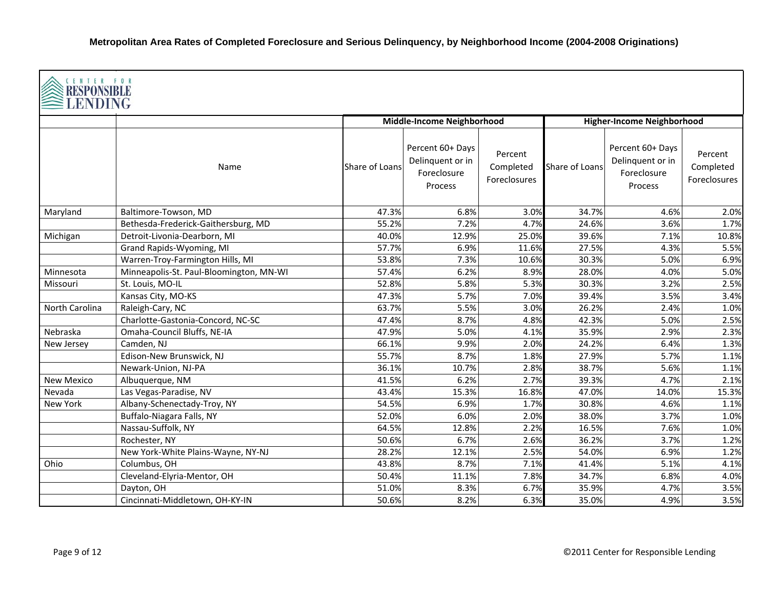**Metropolitan Area Rates of Completed Foreclosure and Serious Delinquency, by Neighborhood Income (2004-2008 Originations)**

CENTER FOR RESPONSIBLE LENDING

| | | Middle-Income Neighborhood | | | Higher-Income Neighborhood | | |
|---|---|---|---|---|---|---|---|
| | Name | Share of Loans | Percent 60+ Days Delinquent or in Foreclosure Process | Percent Completed Foreclosures | Share of Loans | Percent 60+ Days Delinquent or in Foreclosure Process | Percent Completed Foreclosures |
| Maryland | Baltimore-Towson, MD | 47.3% | 6.8% | 3.0% | 34.7% | 4.6% | 2.0% |
| | Bethesda-Frederick-Gaithersburg, MD | 55.2% | 7.2% | 4.7% | 24.6% | 3.6% | 1.7% |
| Michigan | Detroit-Livonia-Dearborn, MI | 40.0% | 12.9% | 25.0% | 39.6% | 7.1% | 10.8% |
| | Grand Rapids-Wyoming, MI | 57.7% | 6.9% | 11.6% | 27.5% | 4.3% | 5.5% |
| | Warren-Troy-Farmington Hills, MI | 53.8% | 7.3% | 10.6% | 30.3% | 5.0% | 6.9% |
| Minnesota | Minneapolis-St. Paul-Bloomington, MN-WI | 57.4% | 6.2% | 8.9% | 28.0% | 4.0% | 5.0% |
| Missouri | St. Louis, MO-IL | 52.8% | 5.8% | 5.3% | 30.3% | 3.2% | 2.5% |
| | Kansas City, MO-KS | 47.3% | 5.7% | 7.0% | 39.4% | 3.5% | 3.4% |
| North Carolina | Raleigh-Cary, NC | 63.7% | 5.5% | 3.0% | 26.2% | 2.4% | 1.0% |
| | Charlotte-Gastonia-Concord, NC-SC | 47.4% | 8.7% | 4.8% | 42.3% | 5.0% | 2.5% |
| Nebraska | Omaha-Council Bluffs, NE-IA | 47.9% | 5.0% | 4.1% | 35.9% | 2.9% | 2.3% |
| New Jersey | Camden, NJ | 66.1% | 9.9% | 2.0% | 24.2% | 6.4% | 1.3% |
| | Edison-New Brunswick, NJ | 55.7% | 8.7% | 1.8% | 27.9% | 5.7% | 1.1% |
| | Newark-Union, NJ-PA | 36.1% | 10.7% | 2.8% | 38.7% | 5.6% | 1.1% |
| New Mexico | Albuquerque, NM | 41.5% | 6.2% | 2.7% | 39.3% | 4.7% | 2.1% |
| Nevada | Las Vegas-Paradise, NV | 43.4% | 15.3% | 16.8% | 47.0% | 14.0% | 15.3% |
| New York | Albany-Schenectady-Troy, NY | 54.5% | 6.9% | 1.7% | 30.8% | 4.6% | 1.1% |
| | Buffalo-Niagara Falls, NY | 52.0% | 6.0% | 2.0% | 38.0% | 3.7% | 1.0% |
| | Nassau-Suffolk, NY | 64.5% | 12.8% | 2.2% | 16.5% | 7.6% | 1.0% |
| | Rochester, NY | 50.6% | 6.7% | 2.6% | 36.2% | 3.7% | 1.2% |
| | New York-White Plains-Wayne, NY-NJ | 28.2% | 12.1% | 2.5% | 54.0% | 6.9% | 1.2% |
| Ohio | Columbus, OH | 43.8% | 8.7% | 7.1% | 41.4% | 5.1% | 4.1% |
| | Cleveland-Elyria-Mentor, OH | 50.4% | 11.1% | 7.8% | 34.7% | 6.8% | 4.0% |
| | Dayton, OH | 51.0% | 8.3% | 6.7% | 35.9% | 4.7% | 3.5% |
| | Cincinnati-Middletown, OH-KY-IN | 50.6% | 8.2% | 6.3% | 35.0% | 4.9% | 3.5% |

©2011 Center for Responsible Lending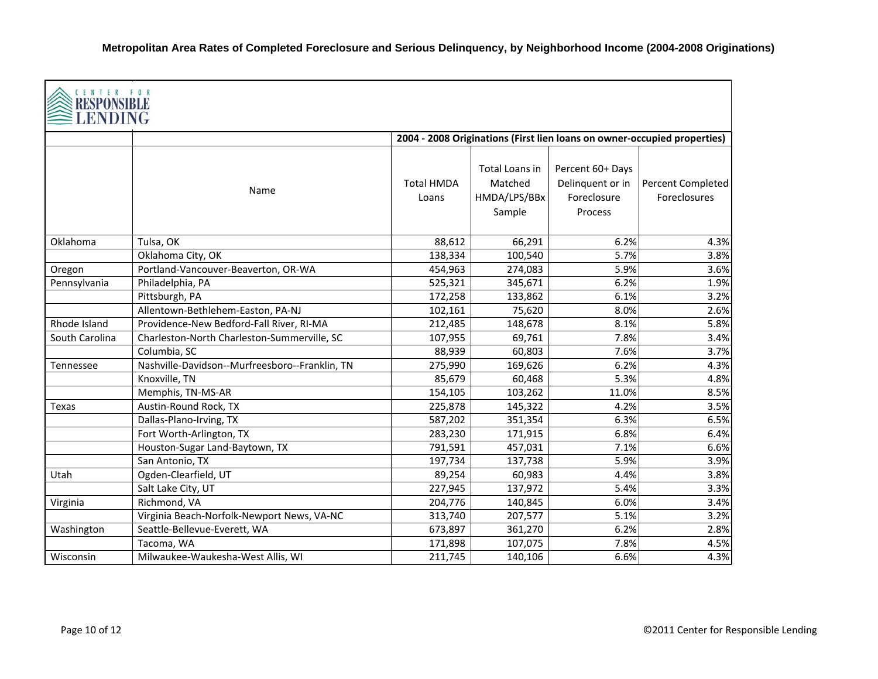**Metropolitan Area Rates of Completed Foreclosure and Serious Delinquency, by Neighborhood Income (2004-2008 Originations)**

CENTER FOR RESPONSIBLE LENDING

| | | 2004 - 2008 Originations (First lien loans on owner-occupied properties) | | | |
|---|---|---|---|---|---|
| | Name | Total HMDA Loans | Total Loans in Matched HMDA/LPS/BBx Sample | Percent 60+ Days Delinquent or in Foreclosure Process | Percent Completed Foreclosures |
| Oklahoma | Tulsa, OK | 88,612 | 66,291 | 6.2% | 4.3% |
| | Oklahoma City, OK | 138,334 | 100,540 | 5.7% | 3.8% |
| Oregon | Portland-Vancouver-Beaverton, OR-WA | 454,963 | 274,083 | 5.9% | 3.6% |
| Pennsylvania | Philadelphia, PA | 525,321 | 345,671 | 6.2% | 1.9% |
| | Pittsburgh, PA | 172,258 | 133,862 | 6.1% | 3.2% |
| | Allentown-Bethlehem-Easton, PA-NJ | 102,161 | 75,620 | 8.0% | 2.6% |
| Rhode Island | Providence-New Bedford-Fall River, RI-MA | 212,485 | 148,678 | 8.1% | 5.8% |
| South Carolina | Charleston-North Charleston-Summerville, SC | 107,955 | 69,761 | 7.8% | 3.4% |
| | Columbia, SC | 88,939 | 60,803 | 7.6% | 3.7% |
| Tennessee | Nashville-Davidson--Murfreesboro--Franklin, TN | 275,990 | 169,626 | 6.2% | 4.3% |
| | Knoxville, TN | 85,679 | 60,468 | 5.3% | 4.8% |
| | Memphis, TN-MS-AR | 154,105 | 103,262 | 11.0% | 8.5% |
| Texas | Austin-Round Rock, TX | 225,878 | 145,322 | 4.2% | 3.5% |
| | Dallas-Plano-Irving, TX | 587,202 | 351,354 | 6.3% | 6.5% |
| | Fort Worth-Arlington, TX | 283,230 | 171,915 | 6.8% | 6.4% |
| | Houston-Sugar Land-Baytown, TX | 791,591 | 457,031 | 7.1% | 6.6% |
| | San Antonio, TX | 197,734 | 137,738 | 5.9% | 3.9% |
| Utah | Ogden-Clearfield, UT | 89,254 | 60,983 | 4.4% | 3.8% |
| | Salt Lake City, UT | 227,945 | 137,972 | 5.4% | 3.3% |
| Virginia | Richmond, VA | 204,776 | 140,845 | 6.0% | 3.4% |
| | Virginia Beach-Norfolk-Newport News, VA-NC | 313,740 | 207,577 | 5.1% | 3.2% |
| Washington | Seattle-Bellevue-Everett, WA | 673,897 | 361,270 | 6.2% | 2.8% |
| | Tacoma, WA | 171,898 | 107,075 | 7.8% | 4.5% |
| Wisconsin | Milwaukee-Waukesha-West Allis, WI | 211,745 | 140,106 | 6.6% | 4.3% |

©2011 Center for Responsible Lending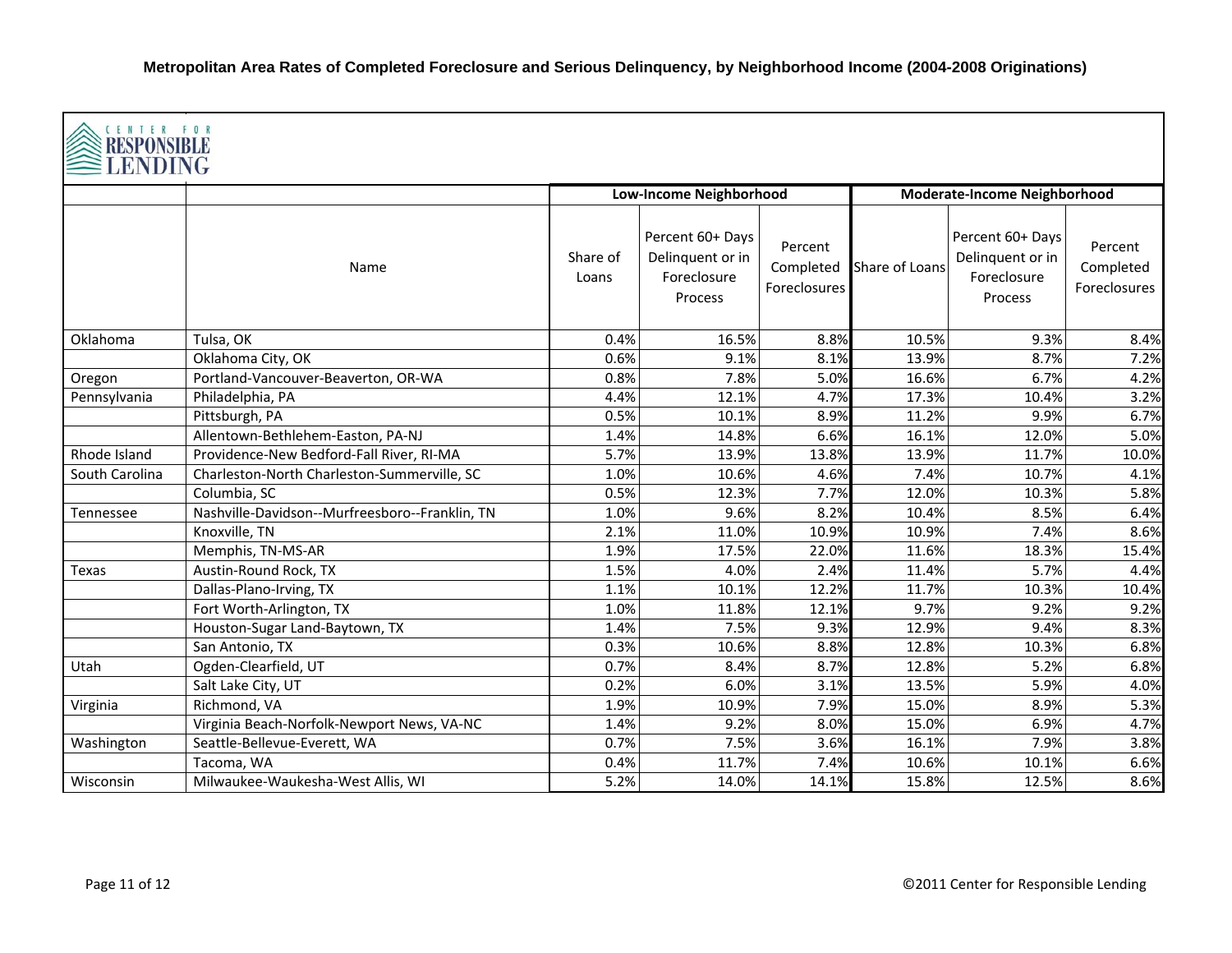**Metropolitan Area Rates of Completed Foreclosure and Serious Delinquency, by Neighborhood Income (2004-2008 Originations)**

CENTER FOR RESPONSIBLE LENDING

| | | Low-Income Neighborhood | | | Moderate-Income Neighborhood | | |
|---|---|---|---|---|---|---|---|
| | Name | Share of Loans | Percent 60+ Days Delinquent or in Foreclosure Process | Percent Completed Foreclosures | Share of Loans | Percent 60+ Days Delinquent or in Foreclosure Process | Percent Completed Foreclosures |
| Oklahoma | Tulsa, OK | 0.4% | 16.5% | 8.8% | 10.5% | 9.3% | 8.4% |
| | Oklahoma City, OK | 0.6% | 9.1% | 8.1% | 13.9% | 8.7% | 7.2% |
| Oregon | Portland-Vancouver-Beaverton, OR-WA | 0.8% | 7.8% | 5.0% | 16.6% | 6.7% | 4.2% |
| Pennsylvania | Philadelphia, PA | 4.4% | 12.1% | 4.7% | 17.3% | 10.4% | 3.2% |
| | Pittsburgh, PA | 0.5% | 10.1% | 8.9% | 11.2% | 9.9% | 6.7% |
| | Allentown-Bethlehem-Easton, PA-NJ | 1.4% | 14.8% | 6.6% | 16.1% | 12.0% | 5.0% |
| Rhode Island | Providence-New Bedford-Fall River, RI-MA | 5.7% | 13.9% | 13.8% | 13.9% | 11.7% | 10.0% |
| South Carolina | Charleston-North Charleston-Summerville, SC | 1.0% | 10.6% | 4.6% | 7.4% | 10.7% | 4.1% |
| | Columbia, SC | 0.5% | 12.3% | 7.7% | 12.0% | 10.3% | 5.8% |
| Tennessee | Nashville-Davidson--Murfreesboro--Franklin, TN | 1.0% | 9.6% | 8.2% | 10.4% | 8.5% | 6.4% |
| | Knoxville, TN | 2.1% | 11.0% | 10.9% | 10.9% | 7.4% | 8.6% |
| | Memphis, TN-MS-AR | 1.9% | 17.5% | 22.0% | 11.6% | 18.3% | 15.4% |
| Texas | Austin-Round Rock, TX | 1.5% | 4.0% | 2.4% | 11.4% | 5.7% | 4.4% |
| | Dallas-Plano-Irving, TX | 1.1% | 10.1% | 12.2% | 11.7% | 10.3% | 10.4% |
| | Fort Worth-Arlington, TX | 1.0% | 11.8% | 12.1% | 9.7% | 9.2% | 9.2% |
| | Houston-Sugar Land-Baytown, TX | 1.4% | 7.5% | 9.3% | 12.9% | 9.4% | 8.3% |
| | San Antonio, TX | 0.3% | 10.6% | 8.8% | 12.8% | 10.3% | 6.8% |
| Utah | Ogden-Clearfield, UT | 0.7% | 8.4% | 8.7% | 12.8% | 5.2% | 6.8% |
| | Salt Lake City, UT | 0.2% | 6.0% | 3.1% | 13.5% | 5.9% | 4.0% |
| Virginia | Richmond, VA | 1.9% | 10.9% | 7.9% | 15.0% | 8.9% | 5.3% |
| | Virginia Beach-Norfolk-Newport News, VA-NC | 1.4% | 9.2% | 8.0% | 15.0% | 6.9% | 4.7% |
| Washington | Seattle-Bellevue-Everett, WA | 0.7% | 7.5% | 3.6% | 16.1% | 7.9% | 3.8% |
| | Tacoma, WA | 0.4% | 11.7% | 7.4% | 10.6% | 10.1% | 6.6% |
| Wisconsin | Milwaukee-Waukesha-West Allis, WI | 5.2% | 14.0% | 14.1% | 15.8% | 12.5% | 8.6% |

©2011 Center for Responsible Lending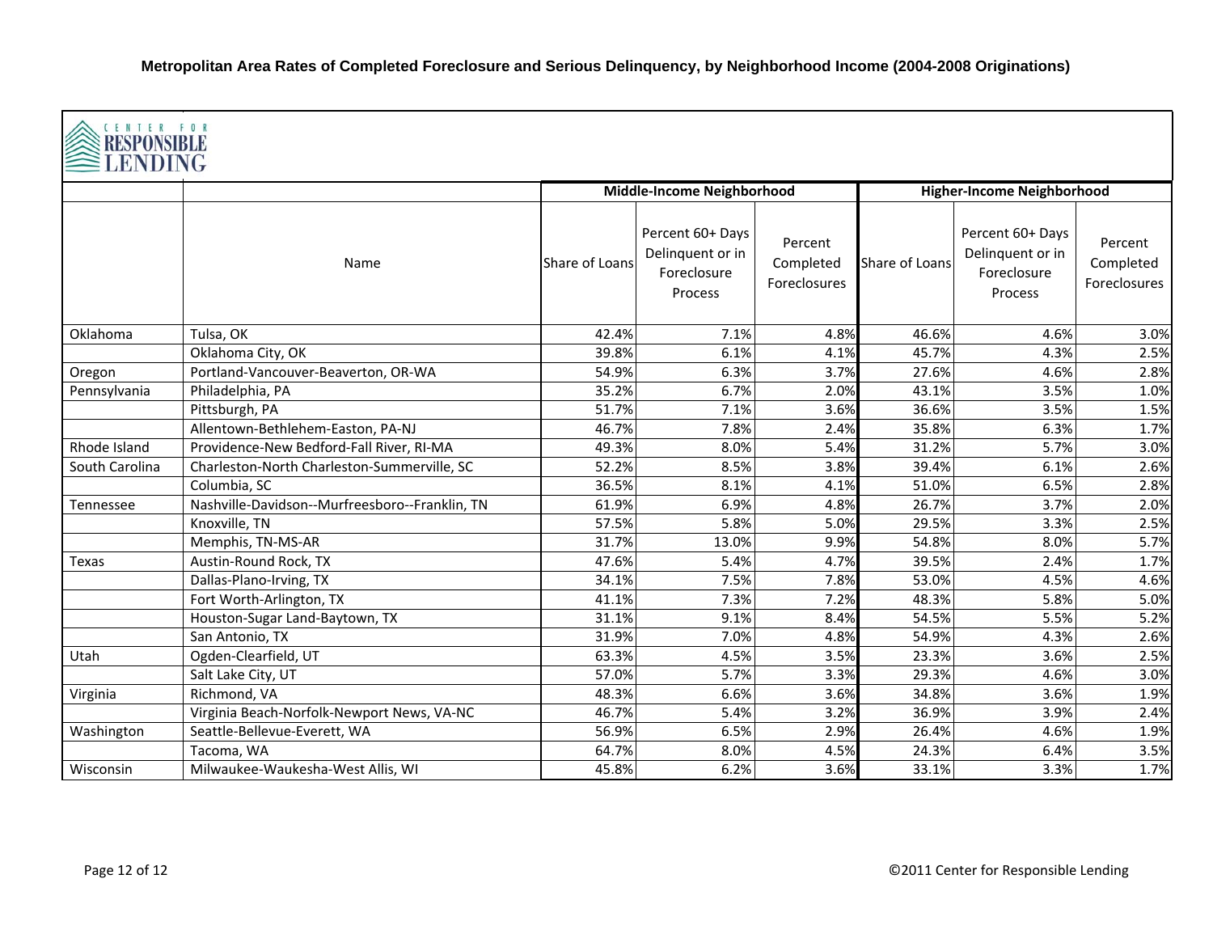**Metropolitan Area Rates of Completed Foreclosure and Serious Delinquency, by Neighborhood Income (2004-2008 Originations)**

CENTER FOR RESPONSIBLE LENDING

| | | Middle-Income Neighborhood | | | Higher-Income Neighborhood | | |
|---|---|---|---|---|---|---|---|
| | Name | Share of Loans | Percent 60+ Days Delinquent or in Foreclosure Process | Percent Completed Foreclosures | Share of Loans | Percent 60+ Days Delinquent or in Foreclosure Process | Percent Completed Foreclosures |
| Oklahoma | Tulsa, OK | 42.4% | 7.1% | 4.8% | 46.6% | 4.6% | 3.0% |
| | Oklahoma City, OK | 39.8% | 6.1% | 4.1% | 45.7% | 4.3% | 2.5% |
| Oregon | Portland-Vancouver-Beaverton, OR-WA | 54.9% | 6.3% | 3.7% | 27.6% | 4.6% | 2.8% |
| Pennsylvania | Philadelphia, PA | 35.2% | 6.7% | 2.0% | 43.1% | 3.5% | 1.0% |
| | Pittsburgh, PA | 51.7% | 7.1% | 3.6% | 36.6% | 3.5% | 1.5% |
| | Allentown-Bethlehem-Easton, PA-NJ | 46.7% | 7.8% | 2.4% | 35.8% | 6.3% | 1.7% |
| Rhode Island | Providence-New Bedford-Fall River, RI-MA | 49.3% | 8.0% | 5.4% | 31.2% | 5.7% | 3.0% |
| South Carolina | Charleston-North Charleston-Summerville, SC | 52.2% | 8.5% | 3.8% | 39.4% | 6.1% | 2.6% |
| | Columbia, SC | 36.5% | 8.1% | 4.1% | 51.0% | 6.5% | 2.8% |
| Tennessee | Nashville-Davidson--Murfreesboro--Franklin, TN | 61.9% | 6.9% | 4.8% | 26.7% | 3.7% | 2.0% |
| | Knoxville, TN | 57.5% | 5.8% | 5.0% | 29.5% | 3.3% | 2.5% |
| | Memphis, TN-MS-AR | 31.7% | 13.0% | 9.9% | 54.8% | 8.0% | 5.7% |
| Texas | Austin-Round Rock, TX | 47.6% | 5.4% | 4.7% | 39.5% | 2.4% | 1.7% |
| | Dallas-Plano-Irving, TX | 34.1% | 7.5% | 7.8% | 53.0% | 4.5% | 4.6% |
| | Fort Worth-Arlington, TX | 41.1% | 7.3% | 7.2% | 48.3% | 5.8% | 5.0% |
| | Houston-Sugar Land-Baytown, TX | 31.1% | 9.1% | 8.4% | 54.5% | 5.5% | 5.2% |
| | San Antonio, TX | 31.9% | 7.0% | 4.8% | 54.9% | 4.3% | 2.6% |
| Utah | Ogden-Clearfield, UT | 63.3% | 4.5% | 3.5% | 23.3% | 3.6% | 2.5% |
| | Salt Lake City, UT | 57.0% | 5.7% | 3.3% | 29.3% | 4.6% | 3.0% |
| Virginia | Richmond, VA | 48.3% | 6.6% | 3.6% | 34.8% | 3.6% | 1.9% |
| | Virginia Beach-Norfolk-Newport News, VA-NC | 46.7% | 5.4% | 3.2% | 36.9% | 3.9% | 2.4% |
| Washington | Seattle-Bellevue-Everett, WA | 56.9% | 6.5% | 2.9% | 26.4% | 4.6% | 1.9% |
| | Tacoma, WA | 64.7% | 8.0% | 4.5% | 24.3% | 6.4% | 3.5% |
| Wisconsin | Milwaukee-Waukesha-West Allis, WI | 45.8% | 6.2% | 3.6% | 33.1% | 3.3% | 1.7% |

©2011 Center for Responsible Lending